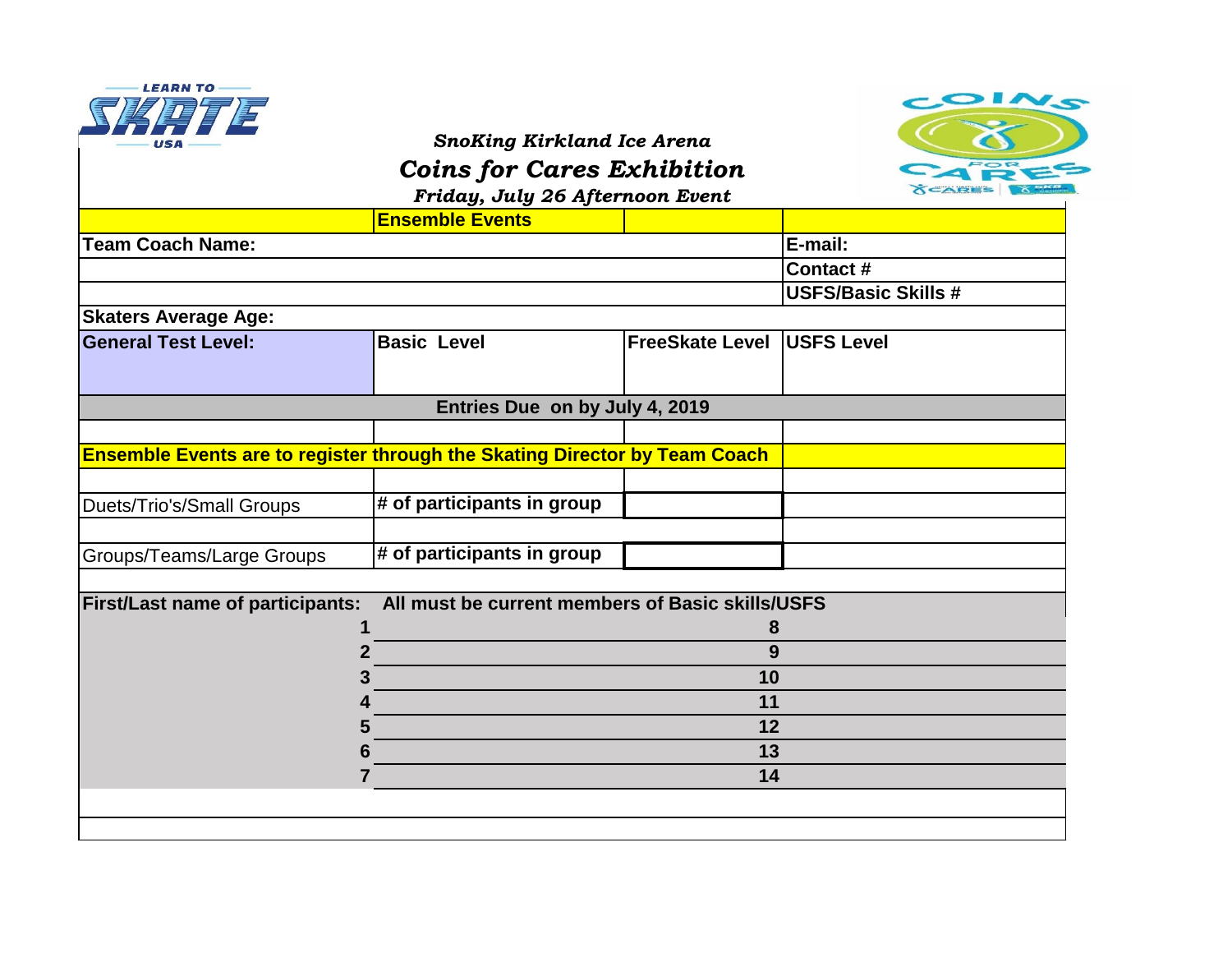*SnoKing Kirkland Ice Arena*

# *Coins for Cares Exhibition*

*Friday, July 26 Afternoon Event*

| | **Ensemble Events** | | |
|---|---|---|---|
| **Team Coach Name:** | | | **E-mail:** |
| | | | **Contact #** |
| | | | **USFS/Basic Skills #** |
| **Skaters Average Age:** | | | |
| **General Test Level:** | **Basic Level** | **FreeSkate Level** | **USFS Level** |

**Entries Due on by July 4, 2019**

**Ensemble Events are to register through the Skating Director by Team Coach**

| | | | |
|---|---|---|---|
| Duets/Trio's/Small Groups | **# of participants in group** | | |
| Groups/Teams/Large Groups | **# of participants in group** | | |

**First/Last name of participants:** **All must be current members of Basic skills/USFS**

| | | | |
|---|---|---|---|
| **1** | | **8** | |
| **2** | | **9** | |
| **3** | | **10** | |
| **4** | | **11** | |
| **5** | | **12** | |
| **6** | | **13** | |
| **7** | | **14** | |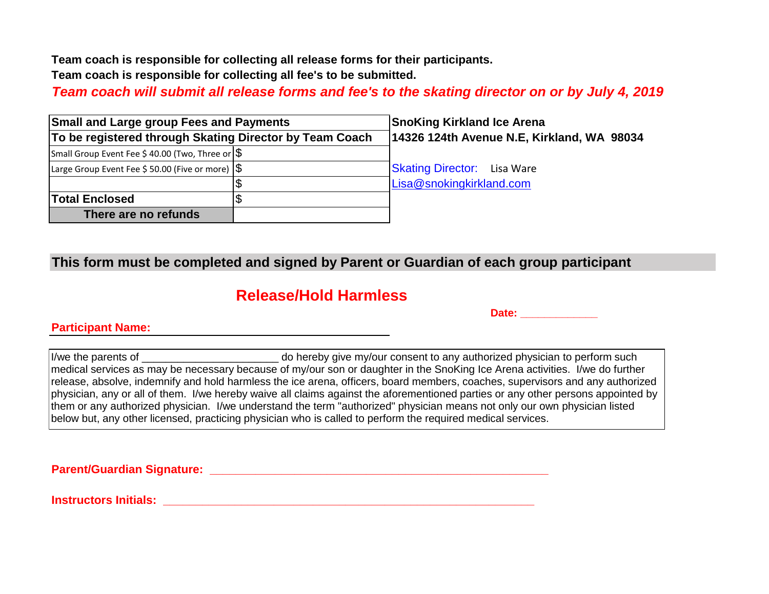**Team coach is responsible for collecting all release forms for their participants.**

**Team coach is responsible for collecting all fee's to be submitted.**

***Team coach will submit all release forms and fee's to the skating director on or by July 4, 2019***

| **Small and Large group Fees and Payments** | |
|---|---|
| **To be registered through Skating Director by Team Coach** | |
| Small Group Event Fee $ 40.00 (Two, Three or | $ |
| Large Group Event Fee $ 50.00 (Five or more) | $ |
| | $ |
| **Total Enclosed** | $ |
| **There are no refunds** | |

**SnoKing Kirkland Ice Arena**
**14326 124th Avenue N.E, Kirkland, WA 98034**

Skating Director: Lisa Ware
Lisa@snokingkirkland.com

## This form must be completed and signed by Parent or Guardian of each group participant

## Release/Hold Harmless

**Date:** ____________

**Participant Name:** ______________________________

I/we the parents of ______________________ do hereby give my/our consent to any authorized physician to perform such medical services as may be necessary because of my/our son or daughter in the SnoKing Ice Arena activities. I/we do further release, absolve, indemnify and hold harmless the ice arena, officers, board members, coaches, supervisors and any authorized physician, any or all of them. I/we hereby waive all claims against the aforementioned parties or any other persons appointed by them or any authorized physician. I/we understand the term "authorized" physician means not only our own physician listed below but, any other licensed, practicing physician who is called to perform the required medical services.

**Parent/Guardian Signature:** ______________________________________________________

**Instructors Initials:** ____________________________________________________________